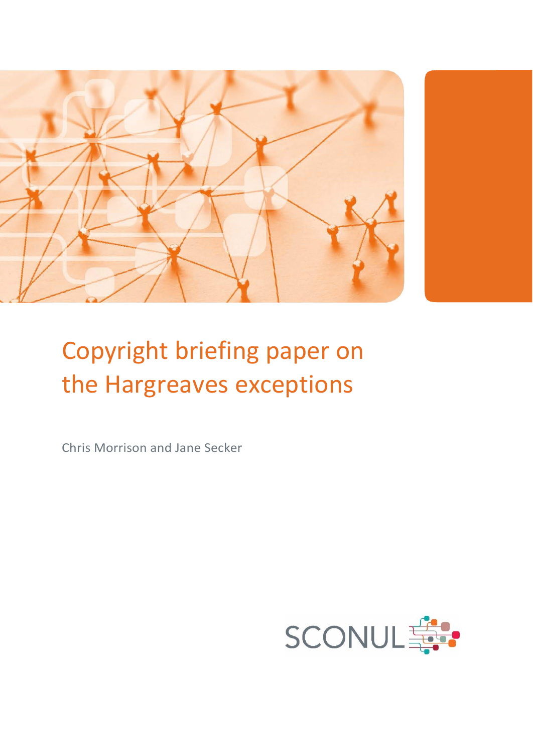# Copyright briefing paper on the Hargreaves exceptions

Chris Morrison and Jane Secker

SCONUL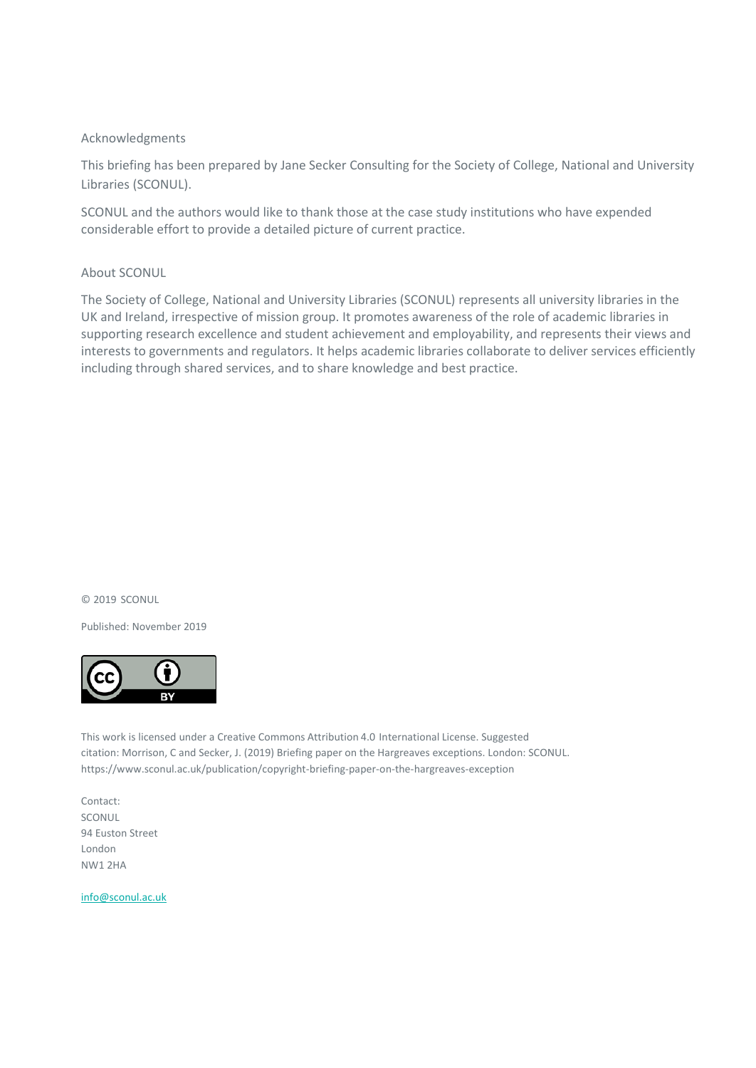## Acknowledgments

This briefing has been prepared by Jane Secker Consulting for the Society of College, National and University Libraries (SCONUL).

SCONUL and the authors would like to thank those at the case study institutions who have expended considerable effort to provide a detailed picture of current practice.

## About SCONUL

The Society of College, National and University Libraries (SCONUL) represents all university libraries in the UK and Ireland, irrespective of mission group. It promotes awareness of the role of academic libraries in supporting research excellence and student achievement and employability, and represents their views and interests to governments and regulators. It helps academic libraries collaborate to deliver services efficiently including through shared services, and to share knowledge and best practice.

© 2019 SCONUL

Published: November 2019

This work is licensed under a Creative Commons Attribution 4.0 International License. Suggested citation: Morrison, C and Secker, J. (2019) Briefing paper on the Hargreaves exceptions. London: SCONUL. https://www.sconul.ac.uk/publication/copyright-briefing-paper-on-the-hargreaves-exception

Contact:
SCONUL
94 Euston Street
London
NW1 2HA

info@sconul.ac.uk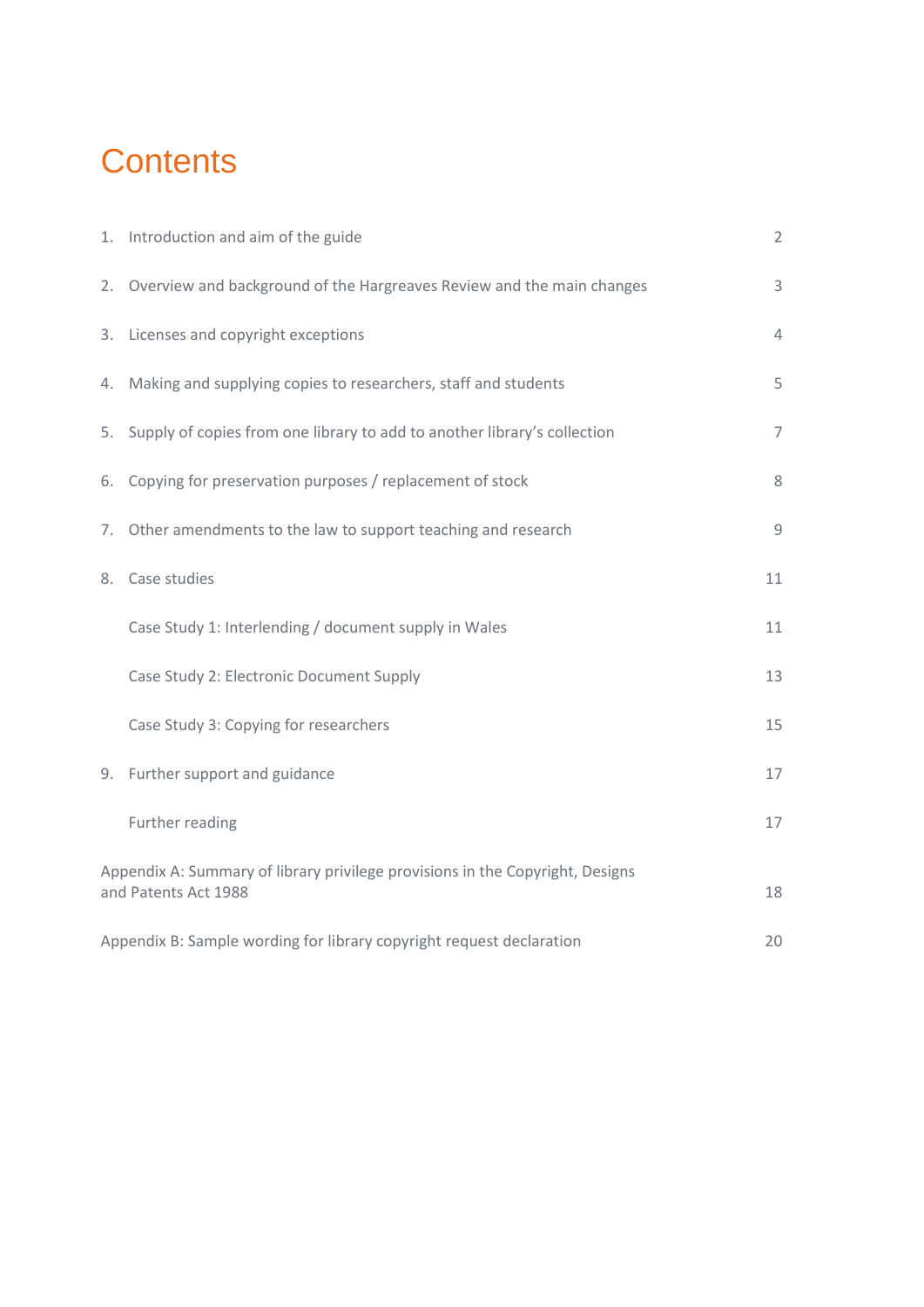# Contents

| | | |
|---|---|---|
| 1. | Introduction and aim of the guide | 2 |
| 2. | Overview and background of the Hargreaves Review and the main changes | 3 |
| 3. | Licenses and copyright exceptions | 4 |
| 4. | Making and supplying copies to researchers, staff and students | 5 |
| 5. | Supply of copies from one library to add to another library's collection | 7 |
| 6. | Copying for preservation purposes / replacement of stock | 8 |
| 7. | Other amendments to the law to support teaching and research | 9 |
| 8. | Case studies | 11 |
| | Case Study 1: Interlending / document supply in Wales | 11 |
| | Case Study 2: Electronic Document Supply | 13 |
| | Case Study 3: Copying for researchers | 15 |
| 9. | Further support and guidance | 17 |
| | Further reading | 17 |
| | Appendix A: Summary of library privilege provisions in the Copyright, Designs and Patents Act 1988 | 18 |
| | Appendix B: Sample wording for library copyright request declaration | 20 |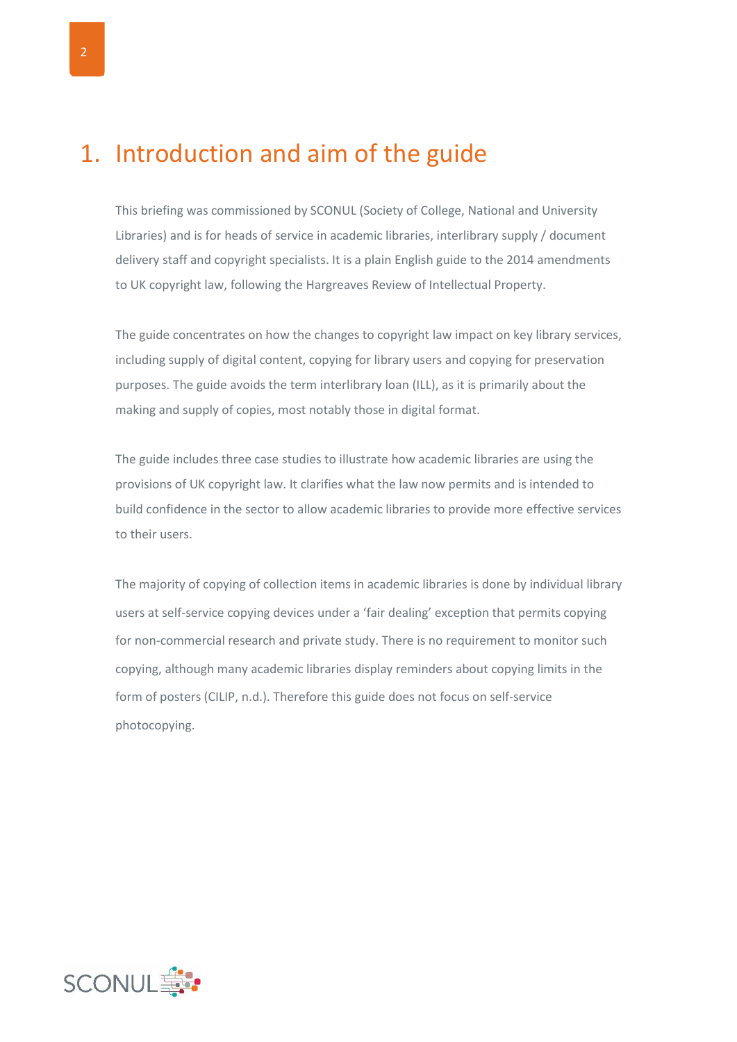# 1. Introduction and aim of the guide

This briefing was commissioned by SCONUL (Society of College, National and University Libraries) and is for heads of service in academic libraries, interlibrary supply / document delivery staff and copyright specialists. It is a plain English guide to the 2014 amendments to UK copyright law, following the Hargreaves Review of Intellectual Property.

The guide concentrates on how the changes to copyright law impact on key library services, including supply of digital content, copying for library users and copying for preservation purposes. The guide avoids the term interlibrary loan (ILL), as it is primarily about the making and supply of copies, most notably those in digital format.

The guide includes three case studies to illustrate how academic libraries are using the provisions of UK copyright law. It clarifies what the law now permits and is intended to build confidence in the sector to allow academic libraries to provide more effective services to their users.

The majority of copying of collection items in academic libraries is done by individual library users at self-service copying devices under a 'fair dealing' exception that permits copying for non-commercial research and private study. There is no requirement to monitor such copying, although many academic libraries display reminders about copying limits in the form of posters (CILIP, n.d.). Therefore this guide does not focus on self-service photocopying.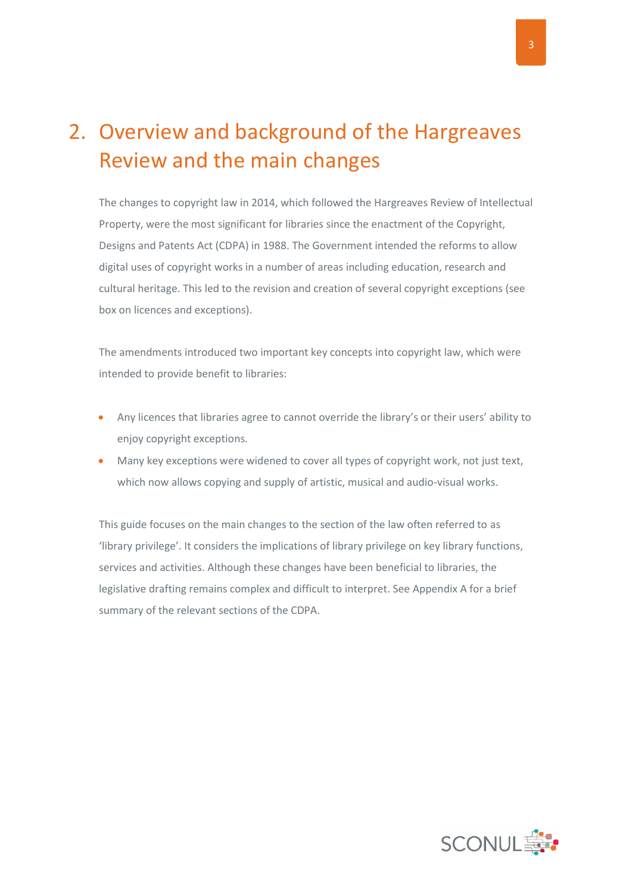# 2. Overview and background of the Hargreaves Review and the main changes

The changes to copyright law in 2014, which followed the Hargreaves Review of Intellectual Property, were the most significant for libraries since the enactment of the Copyright, Designs and Patents Act (CDPA) in 1988. The Government intended the reforms to allow digital uses of copyright works in a number of areas including education, research and cultural heritage. This led to the revision and creation of several copyright exceptions (see box on licences and exceptions).

The amendments introduced two important key concepts into copyright law, which were intended to provide benefit to libraries:

- Any licences that libraries agree to cannot override the library's or their users' ability to enjoy copyright exceptions.
- Many key exceptions were widened to cover all types of copyright work, not just text, which now allows copying and supply of artistic, musical and audio-visual works.

This guide focuses on the main changes to the section of the law often referred to as 'library privilege'. It considers the implications of library privilege on key library functions, services and activities. Although these changes have been beneficial to libraries, the legislative drafting remains complex and difficult to interpret. See Appendix A for a brief summary of the relevant sections of the CDPA.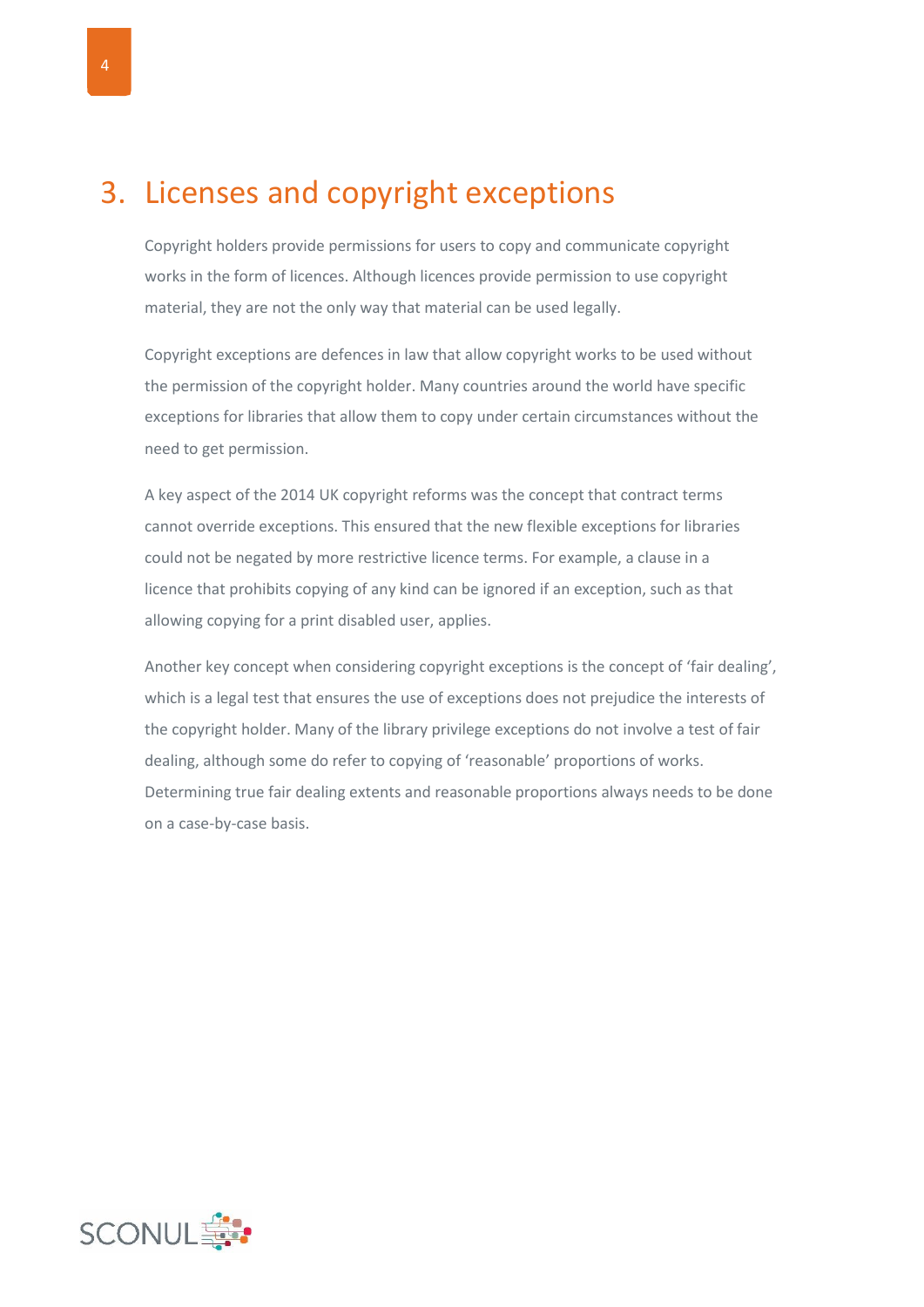# 3. Licenses and copyright exceptions

Copyright holders provide permissions for users to copy and communicate copyright works in the form of licences. Although licences provide permission to use copyright material, they are not the only way that material can be used legally.

Copyright exceptions are defences in law that allow copyright works to be used without the permission of the copyright holder. Many countries around the world have specific exceptions for libraries that allow them to copy under certain circumstances without the need to get permission.

A key aspect of the 2014 UK copyright reforms was the concept that contract terms cannot override exceptions. This ensured that the new flexible exceptions for libraries could not be negated by more restrictive licence terms. For example, a clause in a licence that prohibits copying of any kind can be ignored if an exception, such as that allowing copying for a print disabled user, applies.

Another key concept when considering copyright exceptions is the concept of 'fair dealing', which is a legal test that ensures the use of exceptions does not prejudice the interests of the copyright holder. Many of the library privilege exceptions do not involve a test of fair dealing, although some do refer to copying of 'reasonable' proportions of works. Determining true fair dealing extents and reasonable proportions always needs to be done on a case-by-case basis.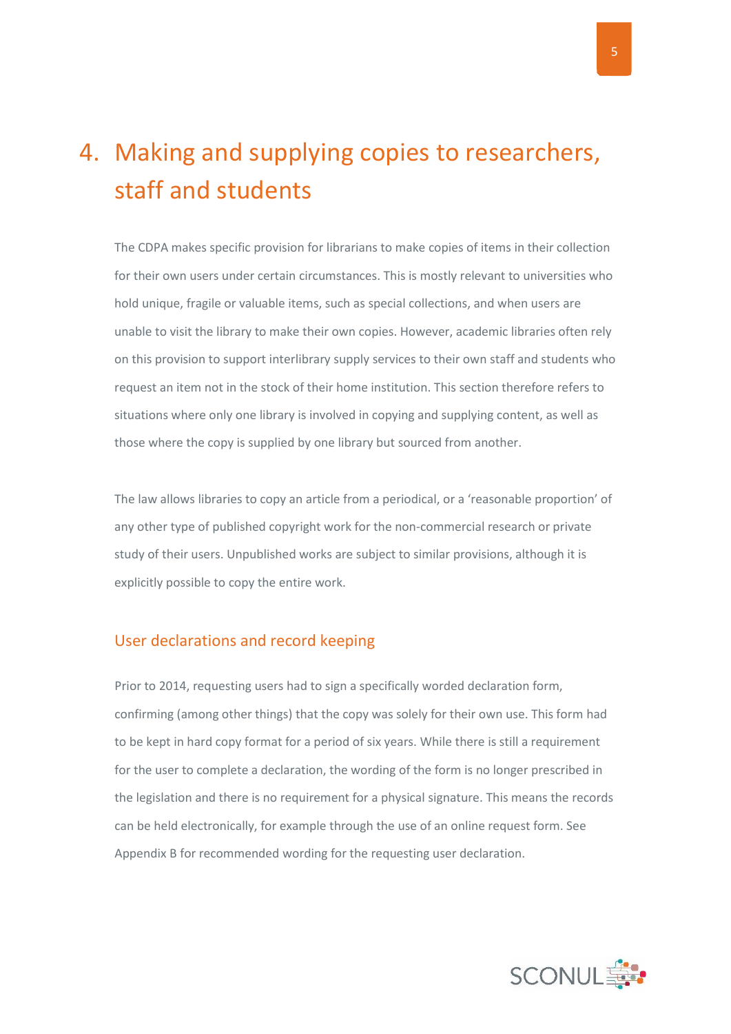# 4. Making and supplying copies to researchers, staff and students

The CDPA makes specific provision for librarians to make copies of items in their collection for their own users under certain circumstances. This is mostly relevant to universities who hold unique, fragile or valuable items, such as special collections, and when users are unable to visit the library to make their own copies. However, academic libraries often rely on this provision to support interlibrary supply services to their own staff and students who request an item not in the stock of their home institution. This section therefore refers to situations where only one library is involved in copying and supplying content, as well as those where the copy is supplied by one library but sourced from another.

The law allows libraries to copy an article from a periodical, or a 'reasonable proportion' of any other type of published copyright work for the non-commercial research or private study of their users. Unpublished works are subject to similar provisions, although it is explicitly possible to copy the entire work.

## User declarations and record keeping

Prior to 2014, requesting users had to sign a specifically worded declaration form, confirming (among other things) that the copy was solely for their own use. This form had to be kept in hard copy format for a period of six years. While there is still a requirement for the user to complete a declaration, the wording of the form is no longer prescribed in the legislation and there is no requirement for a physical signature. This means the records can be held electronically, for example through the use of an online request form. See Appendix B for recommended wording for the requesting user declaration.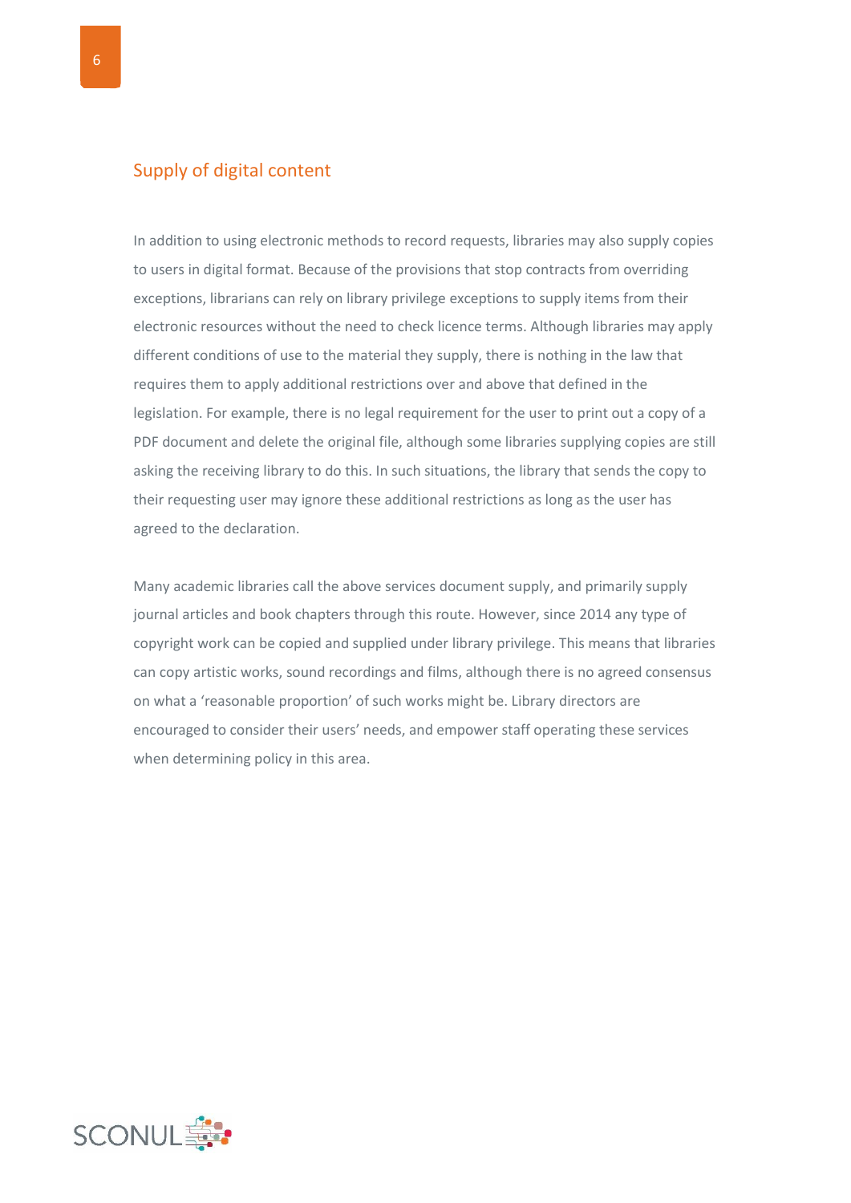## Supply of digital content

In addition to using electronic methods to record requests, libraries may also supply copies to users in digital format. Because of the provisions that stop contracts from overriding exceptions, librarians can rely on library privilege exceptions to supply items from their electronic resources without the need to check licence terms. Although libraries may apply different conditions of use to the material they supply, there is nothing in the law that requires them to apply additional restrictions over and above that defined in the legislation. For example, there is no legal requirement for the user to print out a copy of a PDF document and delete the original file, although some libraries supplying copies are still asking the receiving library to do this. In such situations, the library that sends the copy to their requesting user may ignore these additional restrictions as long as the user has agreed to the declaration.

Many academic libraries call the above services document supply, and primarily supply journal articles and book chapters through this route. However, since 2014 any type of copyright work can be copied and supplied under library privilege. This means that libraries can copy artistic works, sound recordings and films, although there is no agreed consensus on what a 'reasonable proportion' of such works might be. Library directors are encouraged to consider their users' needs, and empower staff operating these services when determining policy in this area.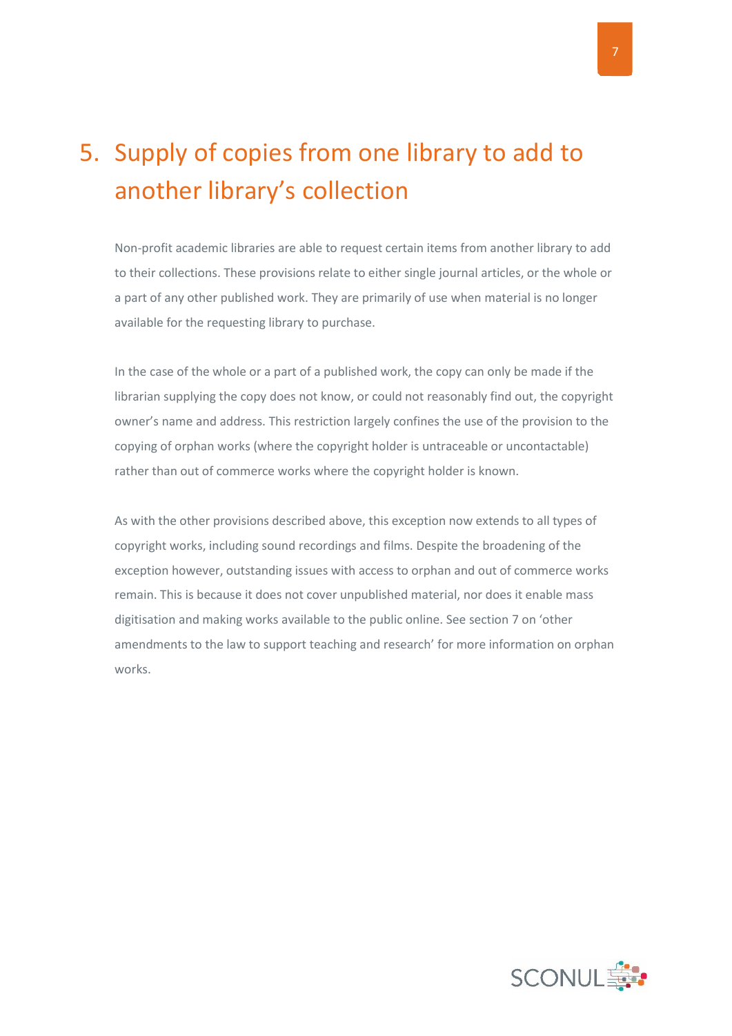# 5. Supply of copies from one library to add to another library's collection

Non-profit academic libraries are able to request certain items from another library to add to their collections. These provisions relate to either single journal articles, or the whole or a part of any other published work. They are primarily of use when material is no longer available for the requesting library to purchase.

In the case of the whole or a part of a published work, the copy can only be made if the librarian supplying the copy does not know, or could not reasonably find out, the copyright owner's name and address. This restriction largely confines the use of the provision to the copying of orphan works (where the copyright holder is untraceable or uncontactable) rather than out of commerce works where the copyright holder is known.

As with the other provisions described above, this exception now extends to all types of copyright works, including sound recordings and films. Despite the broadening of the exception however, outstanding issues with access to orphan and out of commerce works remain. This is because it does not cover unpublished material, nor does it enable mass digitisation and making works available to the public online. See section 7 on 'other amendments to the law to support teaching and research' for more information on orphan works.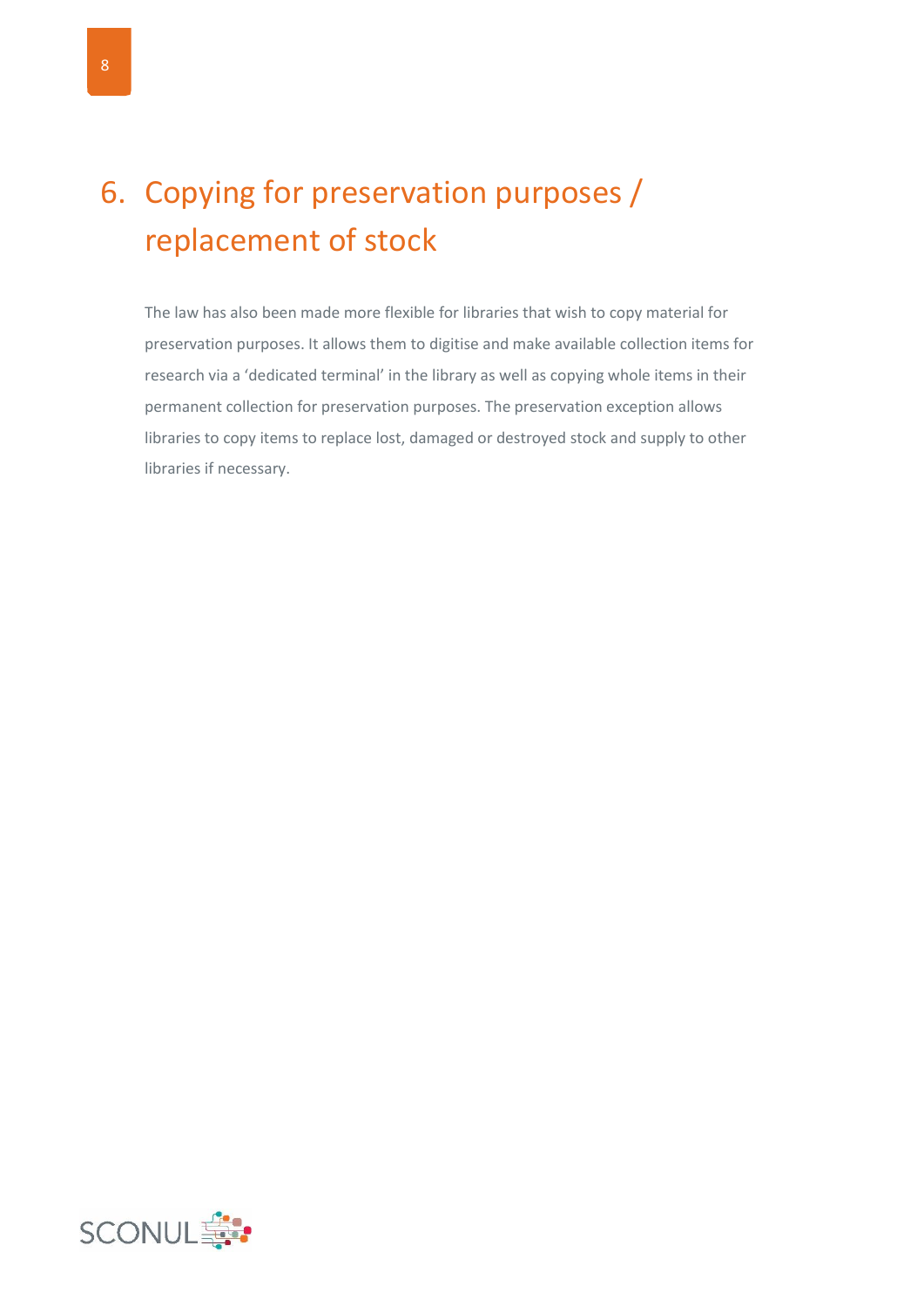# 6. Copying for preservation purposes / replacement of stock

The law has also been made more flexible for libraries that wish to copy material for preservation purposes. It allows them to digitise and make available collection items for research via a 'dedicated terminal' in the library as well as copying whole items in their permanent collection for preservation purposes. The preservation exception allows libraries to copy items to replace lost, damaged or destroyed stock and supply to other libraries if necessary.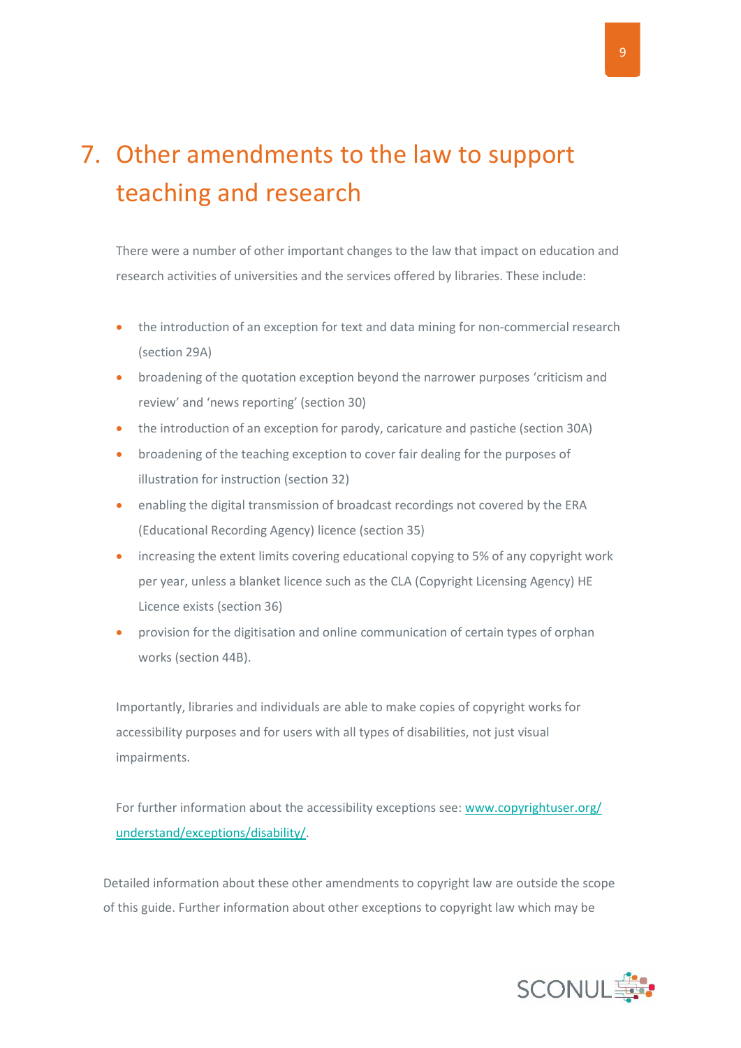# 7. Other amendments to the law to support teaching and research

There were a number of other important changes to the law that impact on education and research activities of universities and the services offered by libraries. These include:

- the introduction of an exception for text and data mining for non-commercial research (section 29A)
- broadening of the quotation exception beyond the narrower purposes 'criticism and review' and 'news reporting' (section 30)
- the introduction of an exception for parody, caricature and pastiche (section 30A)
- broadening of the teaching exception to cover fair dealing for the purposes of illustration for instruction (section 32)
- enabling the digital transmission of broadcast recordings not covered by the ERA (Educational Recording Agency) licence (section 35)
- increasing the extent limits covering educational copying to 5% of any copyright work per year, unless a blanket licence such as the CLA (Copyright Licensing Agency) HE Licence exists (section 36)
- provision for the digitisation and online communication of certain types of orphan works (section 44B).

Importantly, libraries and individuals are able to make copies of copyright works for accessibility purposes and for users with all types of disabilities, not just visual impairments.

For further information about the accessibility exceptions see: [www.copyrightuser.org/understand/exceptions/disability/](http://www.copyrightuser.org/understand/exceptions/disability/).

Detailed information about these other amendments to copyright law are outside the scope of this guide. Further information about other exceptions to copyright law which may be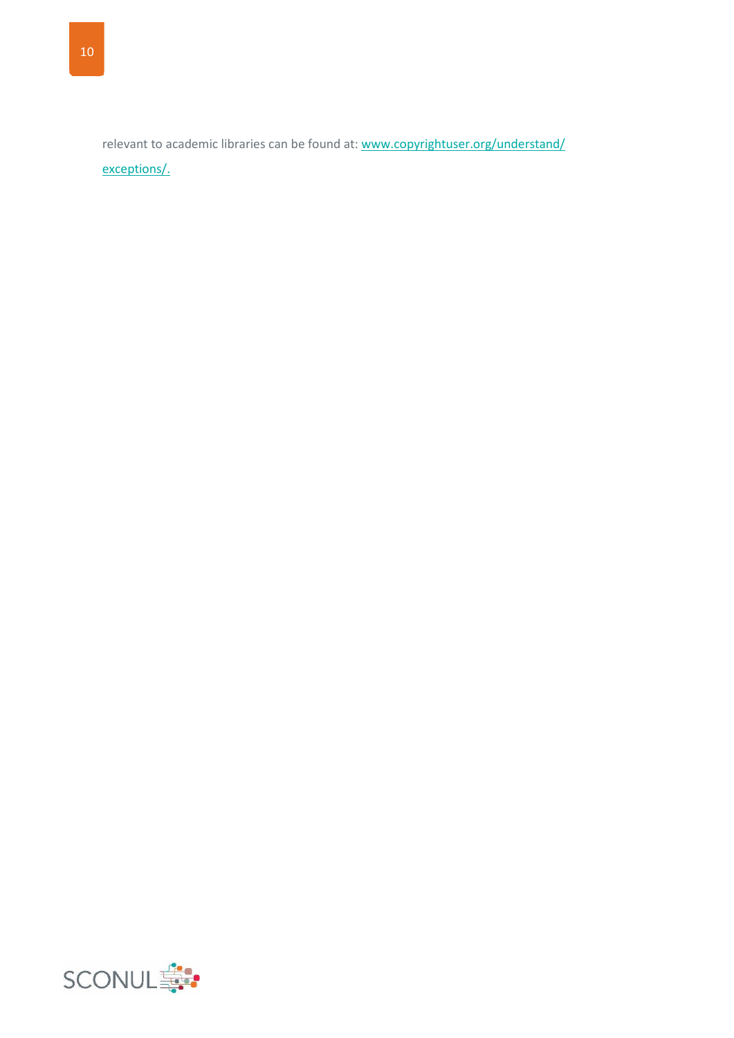relevant to academic libraries can be found at: www.copyrightuser.org/understand/exceptions/.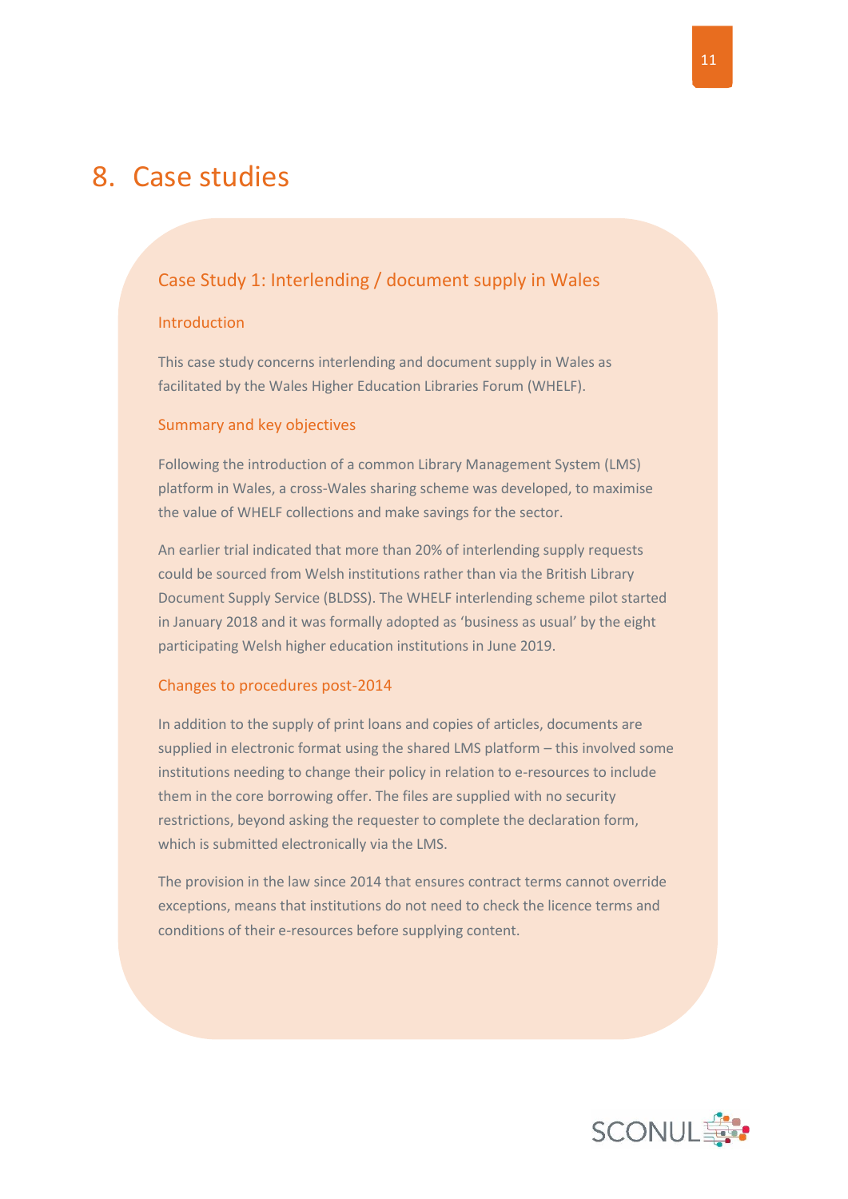# 8. Case studies

## Case Study 1: Interlending / document supply in Wales

### Introduction

This case study concerns interlending and document supply in Wales as facilitated by the Wales Higher Education Libraries Forum (WHELF).

### Summary and key objectives

Following the introduction of a common Library Management System (LMS) platform in Wales, a cross-Wales sharing scheme was developed, to maximise the value of WHELF collections and make savings for the sector.

An earlier trial indicated that more than 20% of interlending supply requests could be sourced from Welsh institutions rather than via the British Library Document Supply Service (BLDSS). The WHELF interlending scheme pilot started in January 2018 and it was formally adopted as 'business as usual' by the eight participating Welsh higher education institutions in June 2019.

### Changes to procedures post-2014

In addition to the supply of print loans and copies of articles, documents are supplied in electronic format using the shared LMS platform – this involved some institutions needing to change their policy in relation to e-resources to include them in the core borrowing offer. The files are supplied with no security restrictions, beyond asking the requester to complete the declaration form, which is submitted electronically via the LMS.

The provision in the law since 2014 that ensures contract terms cannot override exceptions, means that institutions do not need to check the licence terms and conditions of their e-resources before supplying content.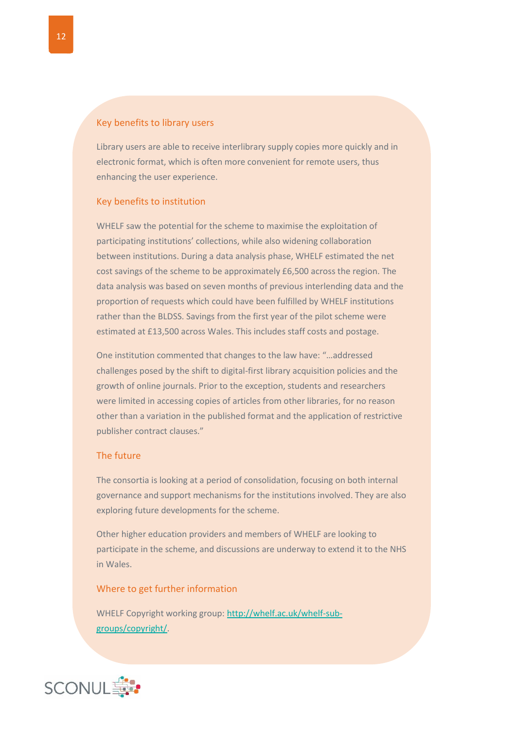### Key benefits to library users

Library users are able to receive interlibrary supply copies more quickly and in electronic format, which is often more convenient for remote users, thus enhancing the user experience.

### Key benefits to institution

WHELF saw the potential for the scheme to maximise the exploitation of participating institutions' collections, while also widening collaboration between institutions. During a data analysis phase, WHELF estimated the net cost savings of the scheme to be approximately £6,500 across the region. The data analysis was based on seven months of previous interlending data and the proportion of requests which could have been fulfilled by WHELF institutions rather than the BLDSS. Savings from the first year of the pilot scheme were estimated at £13,500 across Wales. This includes staff costs and postage.

One institution commented that changes to the law have: "…addressed challenges posed by the shift to digital-first library acquisition policies and the growth of online journals. Prior to the exception, students and researchers were limited in accessing copies of articles from other libraries, for no reason other than a variation in the published format and the application of restrictive publisher contract clauses."

### The future

The consortia is looking at a period of consolidation, focusing on both internal governance and support mechanisms for the institutions involved. They are also exploring future developments for the scheme.

Other higher education providers and members of WHELF are looking to participate in the scheme, and discussions are underway to extend it to the NHS in Wales.

### Where to get further information

WHELF Copyright working group: [http://whelf.ac.uk/whelf-sub-groups/copyright/](http://whelf.ac.uk/whelf-sub-groups/copyright/).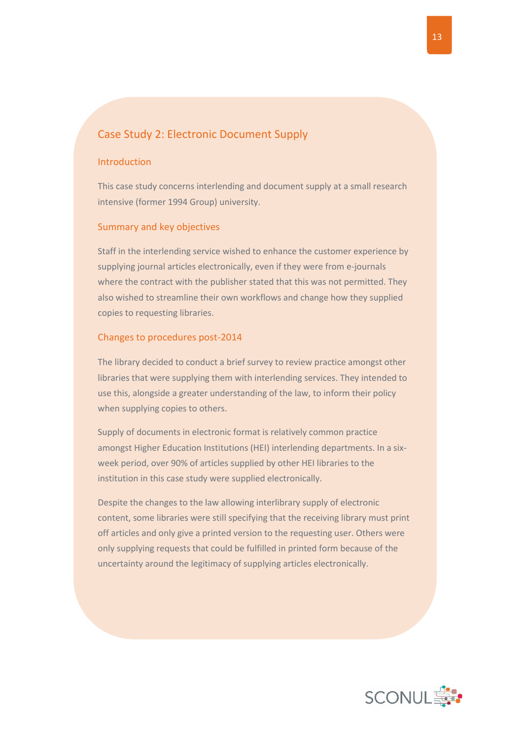## Case Study 2: Electronic Document Supply

### Introduction

This case study concerns interlending and document supply at a small research intensive (former 1994 Group) university.

### Summary and key objectives

Staff in the interlending service wished to enhance the customer experience by supplying journal articles electronically, even if they were from e-journals where the contract with the publisher stated that this was not permitted. They also wished to streamline their own workflows and change how they supplied copies to requesting libraries.

### Changes to procedures post-2014

The library decided to conduct a brief survey to review practice amongst other libraries that were supplying them with interlending services. They intended to use this, alongside a greater understanding of the law, to inform their policy when supplying copies to others.

Supply of documents in electronic format is relatively common practice amongst Higher Education Institutions (HEI) interlending departments. In a six-week period, over 90% of articles supplied by other HEI libraries to the institution in this case study were supplied electronically.

Despite the changes to the law allowing interlibrary supply of electronic content, some libraries were still specifying that the receiving library must print off articles and only give a printed version to the requesting user. Others were only supplying requests that could be fulfilled in printed form because of the uncertainty around the legitimacy of supplying articles electronically.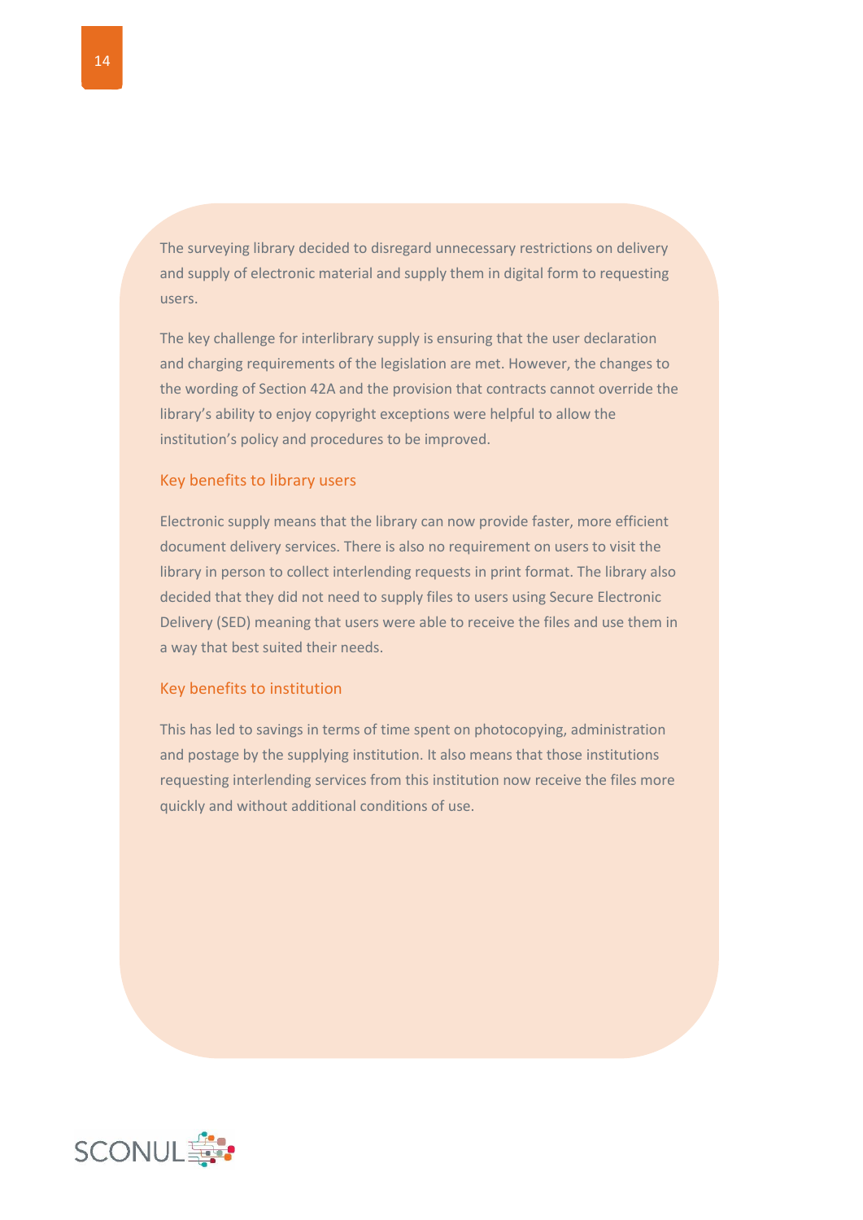The surveying library decided to disregard unnecessary restrictions on delivery and supply of electronic material and supply them in digital form to requesting users.

The key challenge for interlibrary supply is ensuring that the user declaration and charging requirements of the legislation are met. However, the changes to the wording of Section 42A and the provision that contracts cannot override the library's ability to enjoy copyright exceptions were helpful to allow the institution's policy and procedures to be improved.

### Key benefits to library users

Electronic supply means that the library can now provide faster, more efficient document delivery services. There is also no requirement on users to visit the library in person to collect interlending requests in print format. The library also decided that they did not need to supply files to users using Secure Electronic Delivery (SED) meaning that users were able to receive the files and use them in a way that best suited their needs.

### Key benefits to institution

This has led to savings in terms of time spent on photocopying, administration and postage by the supplying institution. It also means that those institutions requesting interlending services from this institution now receive the files more quickly and without additional conditions of use.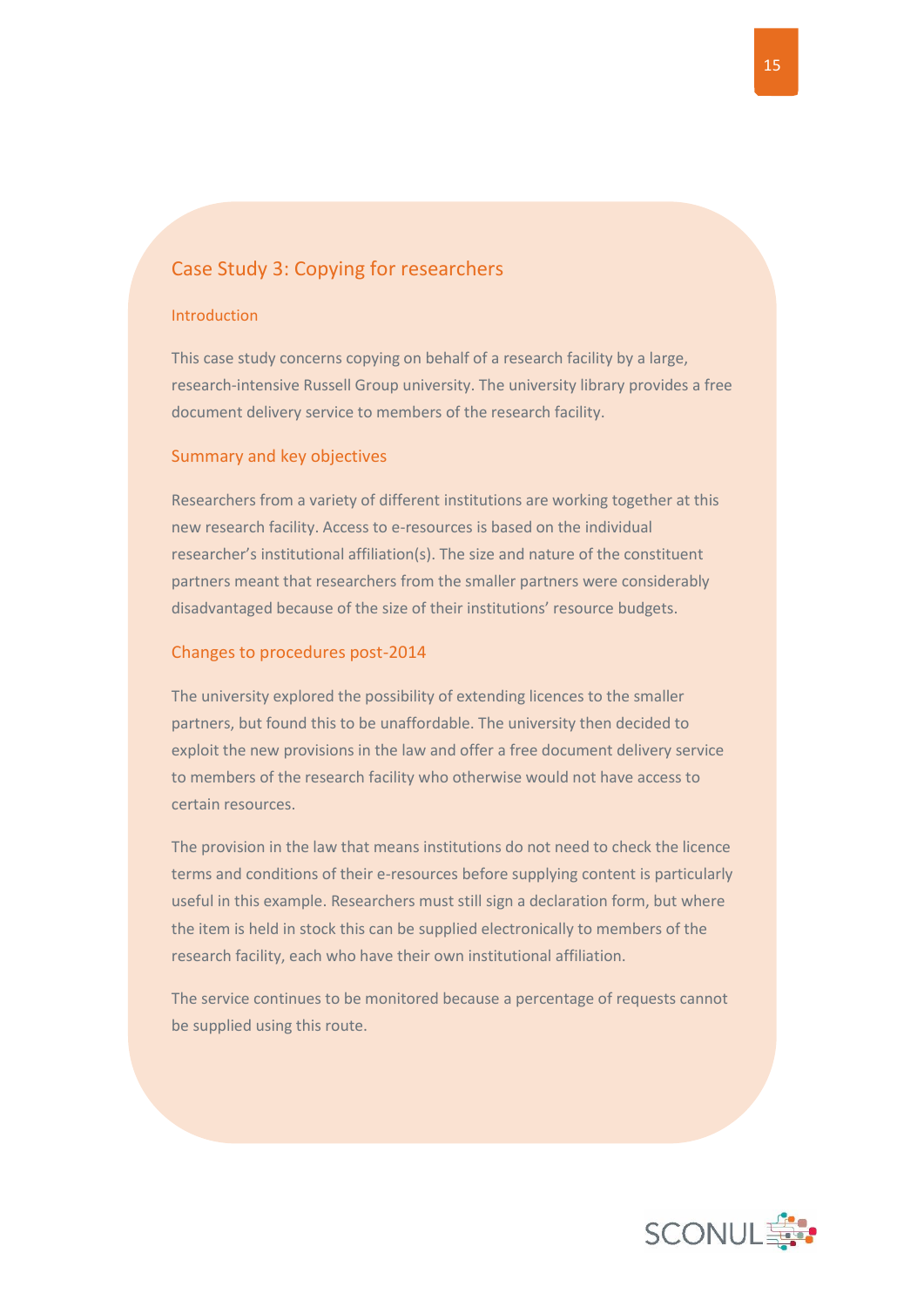## Case Study 3: Copying for researchers

### Introduction

This case study concerns copying on behalf of a research facility by a large, research-intensive Russell Group university. The university library provides a free document delivery service to members of the research facility.

### Summary and key objectives

Researchers from a variety of different institutions are working together at this new research facility. Access to e-resources is based on the individual researcher's institutional affiliation(s). The size and nature of the constituent partners meant that researchers from the smaller partners were considerably disadvantaged because of the size of their institutions' resource budgets.

### Changes to procedures post-2014

The university explored the possibility of extending licences to the smaller partners, but found this to be unaffordable. The university then decided to exploit the new provisions in the law and offer a free document delivery service to members of the research facility who otherwise would not have access to certain resources.

The provision in the law that means institutions do not need to check the licence terms and conditions of their e-resources before supplying content is particularly useful in this example. Researchers must still sign a declaration form, but where the item is held in stock this can be supplied electronically to members of the research facility, each who have their own institutional affiliation.

The service continues to be monitored because a percentage of requests cannot be supplied using this route.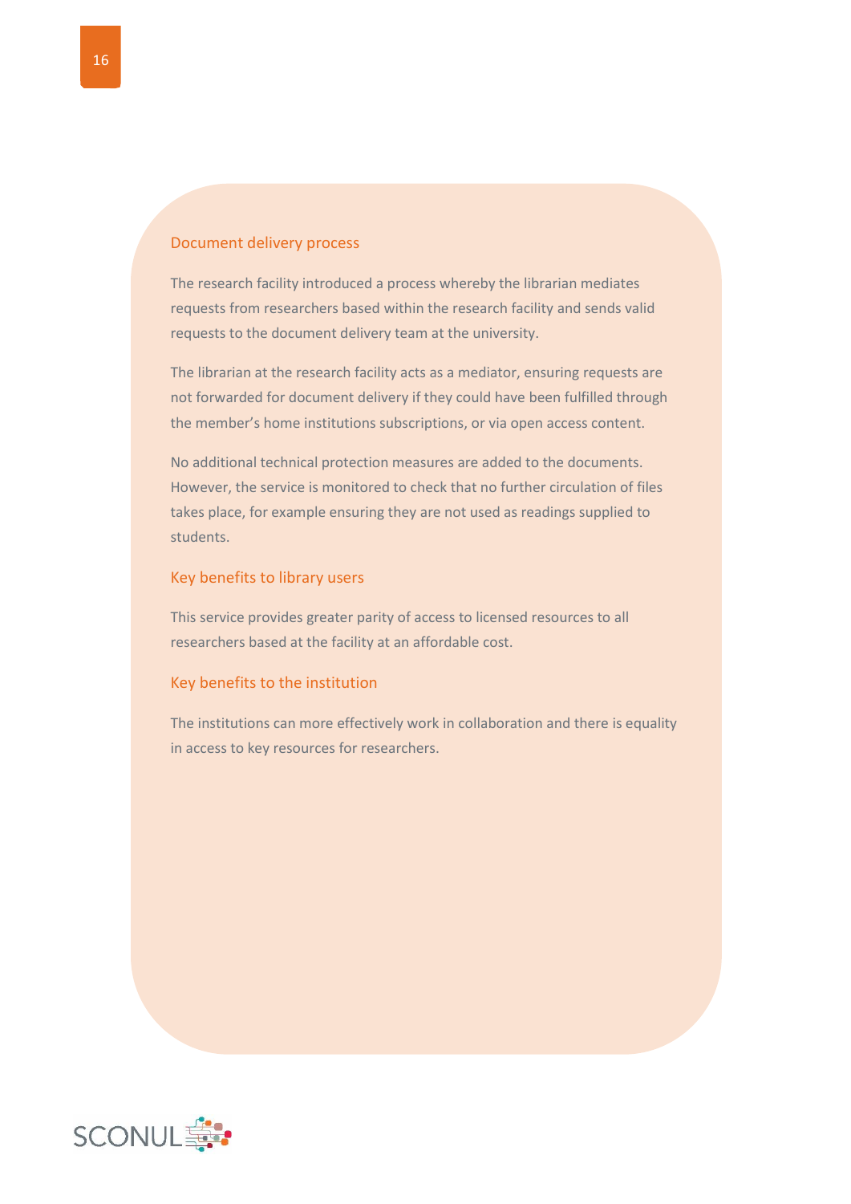### Document delivery process

The research facility introduced a process whereby the librarian mediates requests from researchers based within the research facility and sends valid requests to the document delivery team at the university.

The librarian at the research facility acts as a mediator, ensuring requests are not forwarded for document delivery if they could have been fulfilled through the member's home institutions subscriptions, or via open access content.

No additional technical protection measures are added to the documents. However, the service is monitored to check that no further circulation of files takes place, for example ensuring they are not used as readings supplied to students.

### Key benefits to library users

This service provides greater parity of access to licensed resources to all researchers based at the facility at an affordable cost.

### Key benefits to the institution

The institutions can more effectively work in collaboration and there is equality in access to key resources for researchers.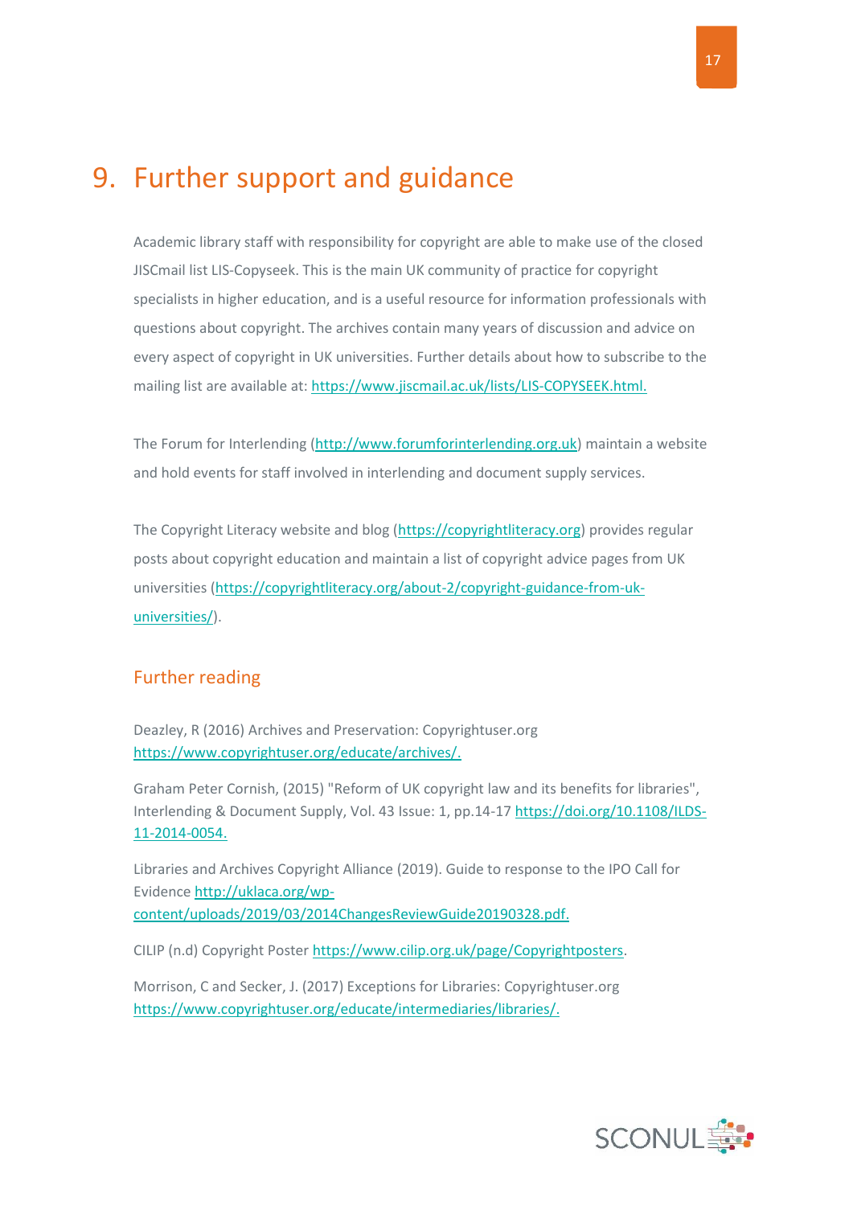# 9. Further support and guidance

Academic library staff with responsibility for copyright are able to make use of the closed JISCmail list LIS-Copyseek. This is the main UK community of practice for copyright specialists in higher education, and is a useful resource for information professionals with questions about copyright. The archives contain many years of discussion and advice on every aspect of copyright in UK universities. Further details about how to subscribe to the mailing list are available at: https://www.jiscmail.ac.uk/lists/LIS-COPYSEEK.html.

The Forum for Interlending (http://www.forumforinterlending.org.uk) maintain a website and hold events for staff involved in interlending and document supply services.

The Copyright Literacy website and blog (https://copyrightliteracy.org) provides regular posts about copyright education and maintain a list of copyright advice pages from UK universities (https://copyrightliteracy.org/about-2/copyright-guidance-from-uk-universities/).

## Further reading

Deazley, R (2016) Archives and Preservation: Copyrightuser.org https://www.copyrightuser.org/educate/archives/.

Graham Peter Cornish, (2015) "Reform of UK copyright law and its benefits for libraries", Interlending & Document Supply, Vol. 43 Issue: 1, pp.14-17 https://doi.org/10.1108/ILDS-11-2014-0054.

Libraries and Archives Copyright Alliance (2019). Guide to response to the IPO Call for Evidence http://uklaca.org/wp-content/uploads/2019/03/2014ChangesReviewGuide20190328.pdf.

CILIP (n.d) Copyright Poster https://www.cilip.org.uk/page/Copyrightposters.

Morrison, C and Secker, J. (2017) Exceptions for Libraries: Copyrightuser.org https://www.copyrightuser.org/educate/intermediaries/libraries/.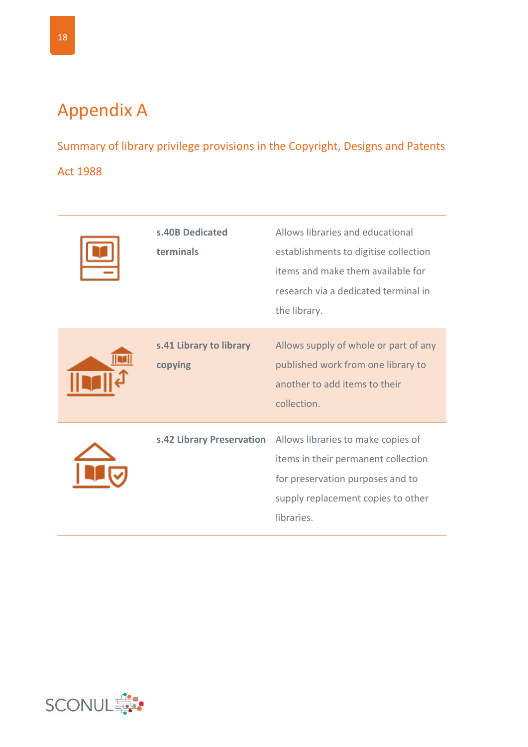# Appendix A

## Summary of library privilege provisions in the Copyright, Designs and Patents Act 1988

| | | |
|---|---|---|
| | **s.40B Dedicated terminals** | Allows libraries and educational establishments to digitise collection items and make them available for research via a dedicated terminal in the library. |
| | **s.41 Library to library copying** | Allows supply of whole or part of any published work from one library to another to add items to their collection. |
| | **s.42 Library Preservation** | Allows libraries to make copies of items in their permanent collection for preservation purposes and to supply replacement copies to other libraries. |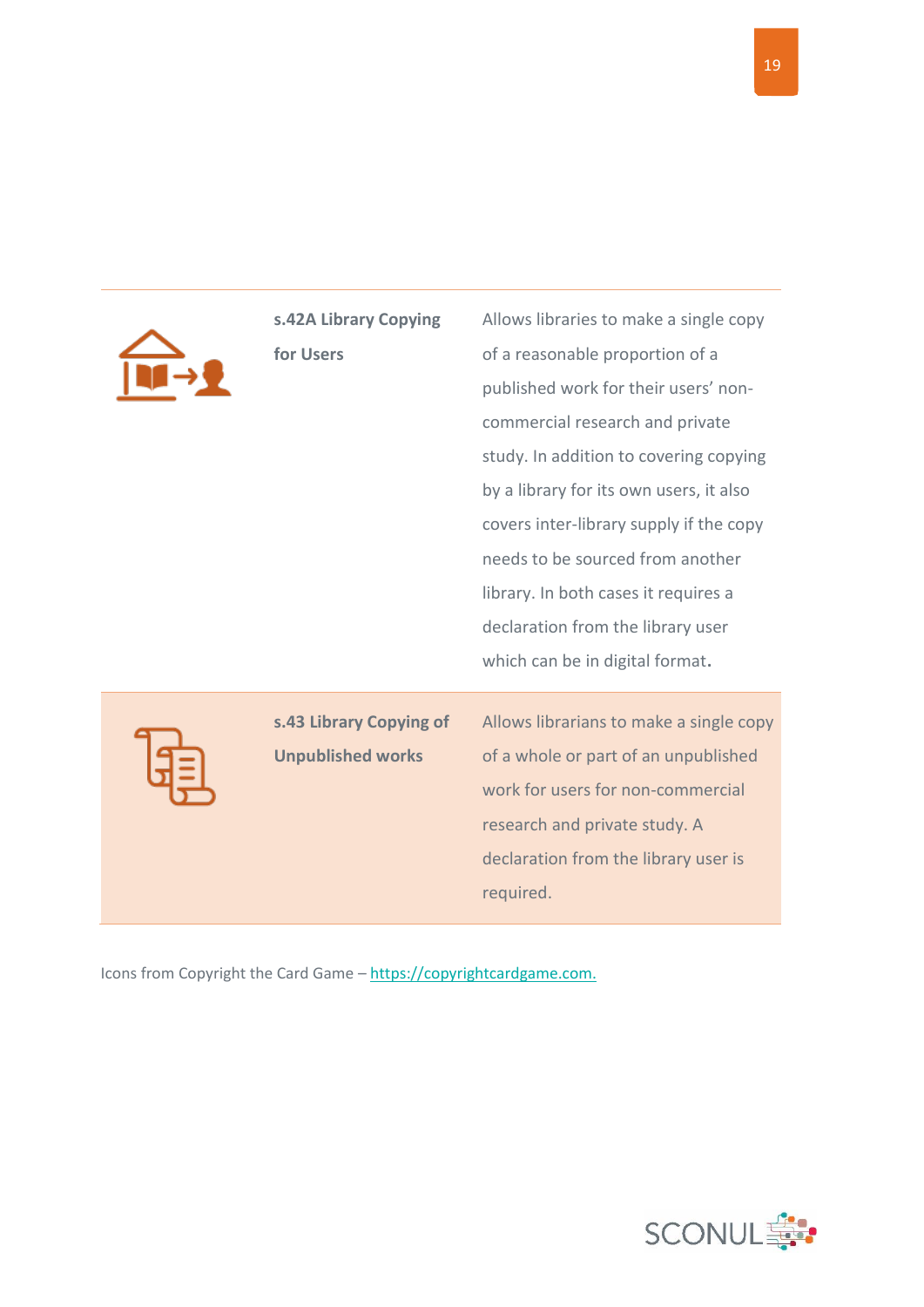| | | |
|---|---|---|
| | **s.42A Library Copying for Users** | Allows libraries to make a single copy of a reasonable proportion of a published work for their users' non-commercial research and private study. In addition to covering copying by a library for its own users, it also covers inter-library supply if the copy needs to be sourced from another library. In both cases it requires a declaration from the library user which can be in digital format. |
| | **s.43 Library Copying of Unpublished works** | Allows librarians to make a single copy of a whole or part of an unpublished work for users for non-commercial research and private study. A declaration from the library user is required. |

Icons from Copyright the Card Game – https://copyrightcardgame.com.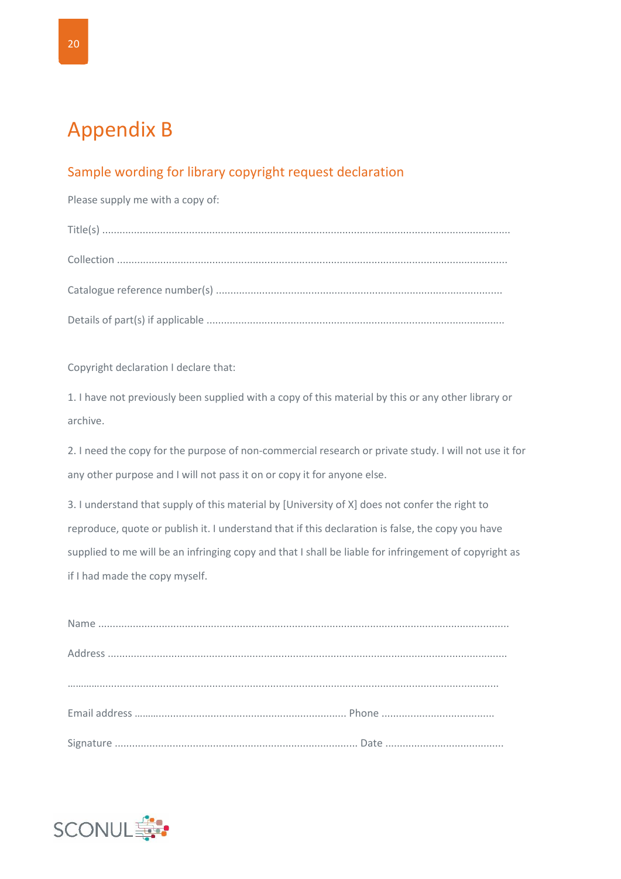# Appendix B

## Sample wording for library copyright request declaration

Please supply me with a copy of:

Title(s) ..........................................................................................................................................

Collection ......................................................................................................................................

Catalogue reference number(s) ..................................................................................................

Details of part(s) if applicable .....................................................................................................

Copyright declaration I declare that:

1. I have not previously been supplied with a copy of this material by this or any other library or archive.

2. I need the copy for the purpose of non-commercial research or private study. I will not use it for any other purpose and I will not pass it on or copy it for anyone else.

3. I understand that supply of this material by [University of X] does not confer the right to reproduce, quote or publish it. I understand that if this declaration is false, the copy you have supplied to me will be an infringing copy and that I shall be liable for infringement of copyright as if I had made the copy myself.

Name ...........................................................................................................................................

Address ........................................................................................................................................

.......................................................................................................................................................

Email address .......................................................................... Phone .......................................

Signature .................................................................................... Date ........................................